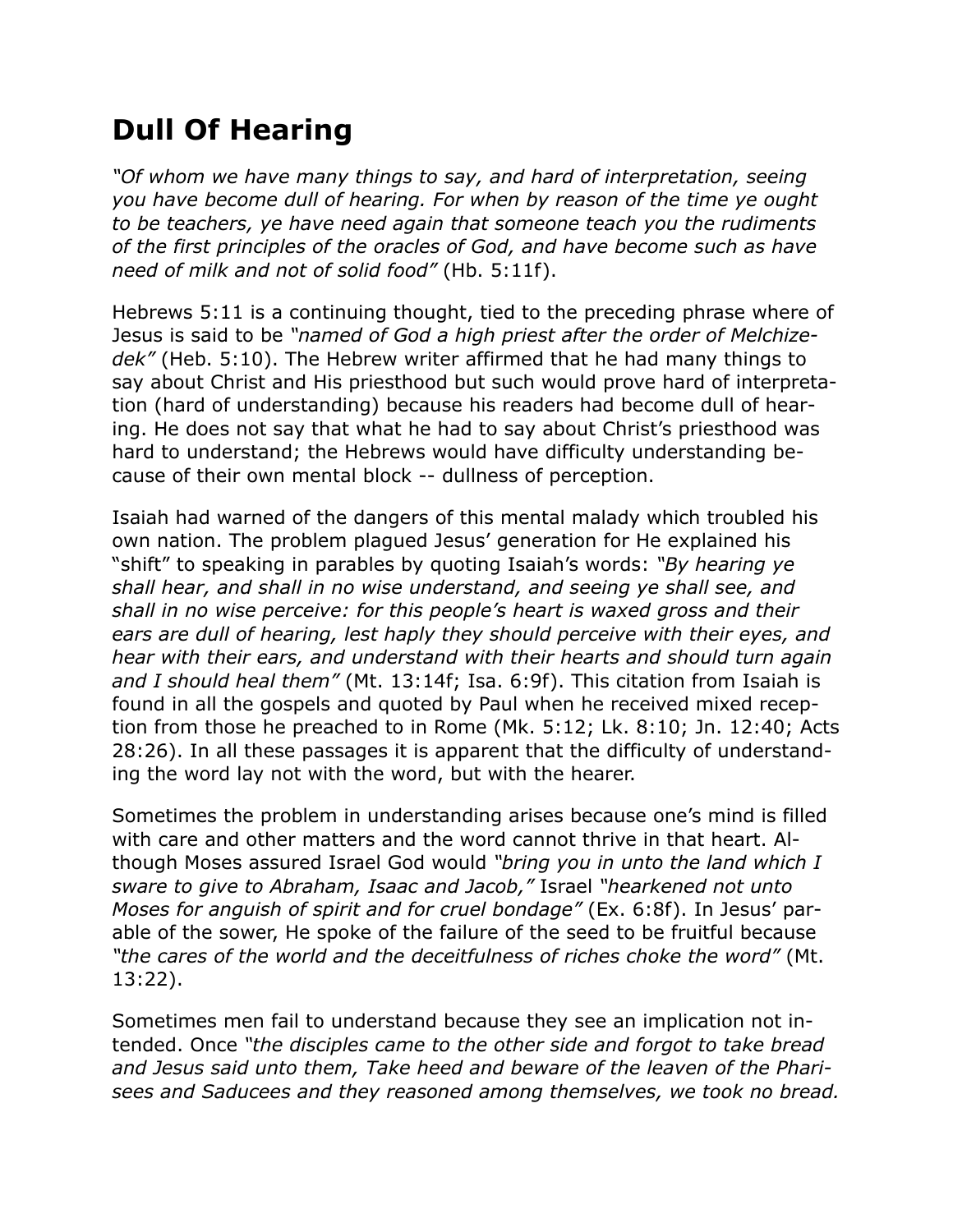# Dull Of Hearing

*"Of whom we have many things to say, and hard of interpretation, seeing you have become dull of hearing. For when by reason of the time ye ought to be teachers, ye have need again that someone teach you the rudiments of the first principles of the oracles of God, and have become such as have need of milk and not of solid food"* (Hb. 5:11f).

Hebrews 5:11 is a continuing thought, tied to the preceding phrase where of Jesus is said to be *"named of God a high priest after the order of Melchizedek"* (Heb. 5:10). The Hebrew writer affirmed that he had many things to say about Christ and His priesthood but such would prove hard of interpretation (hard of understanding) because his readers had become dull of hearing. He does not say that what he had to say about Christ's priesthood was hard to understand; the Hebrews would have difficulty understanding because of their own mental block -- dullness of perception.

Isaiah had warned of the dangers of this mental malady which troubled his own nation. The problem plagued Jesus' generation for He explained his "shift" to speaking in parables by quoting Isaiah's words: *"By hearing ye shall hear, and shall in no wise understand, and seeing ye shall see, and shall in no wise perceive: for this people's heart is waxed gross and their ears are dull of hearing, lest haply they should perceive with their eyes, and hear with their ears, and understand with their hearts and should turn again and I should heal them"* (Mt. 13:14f; Isa. 6:9f). This citation from Isaiah is found in all the gospels and quoted by Paul when he received mixed reception from those he preached to in Rome (Mk. 5:12; Lk. 8:10; Jn. 12:40; Acts 28:26). In all these passages it is apparent that the difficulty of understanding the word lay not with the word, but with the hearer.

Sometimes the problem in understanding arises because one's mind is filled with care and other matters and the word cannot thrive in that heart. Although Moses assured Israel God would *"bring you in unto the land which I sware to give to Abraham, Isaac and Jacob,"* Israel *"hearkened not unto Moses for anguish of spirit and for cruel bondage"* (Ex. 6:8f). In Jesus' parable of the sower, He spoke of the failure of the seed to be fruitful because *"the cares of the world and the deceitfulness of riches choke the word"* (Mt. 13:22).

Sometimes men fail to understand because they see an implication not intended. Once *"the disciples came to the other side and forgot to take bread and Jesus said unto them, Take heed and beware of the leaven of the Pharisees and Saducees and they reasoned among themselves, we took no bread.*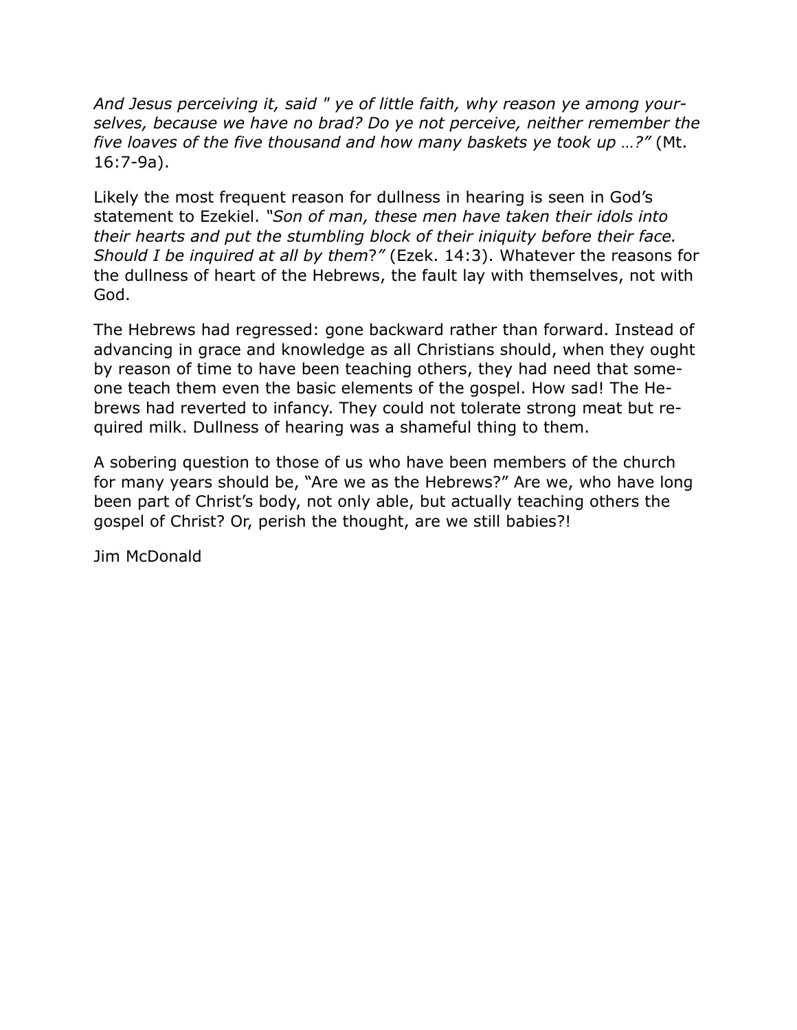*And Jesus perceiving it, said " ye of little faith, why reason ye among yourselves, because we have no brad? Do ye not perceive, neither remember the five loaves of the five thousand and how many baskets ye took up …?"* (Mt. 16:7-9a).

Likely the most frequent reason for dullness in hearing is seen in God's statement to Ezekiel. *"Son of man, these men have taken their idols into their hearts and put the stumbling block of their iniquity before their face. Should I be inquired at all by them?"* (Ezek. 14:3). Whatever the reasons for the dullness of heart of the Hebrews, the fault lay with themselves, not with God.

The Hebrews had regressed: gone backward rather than forward. Instead of advancing in grace and knowledge as all Christians should, when they ought by reason of time to have been teaching others, they had need that someone teach them even the basic elements of the gospel. How sad! The Hebrews had reverted to infancy. They could not tolerate strong meat but required milk. Dullness of hearing was a shameful thing to them.

A sobering question to those of us who have been members of the church for many years should be, "Are we as the Hebrews?" Are we, who have long been part of Christ's body, not only able, but actually teaching others the gospel of Christ? Or, perish the thought, are we still babies?!

Jim McDonald